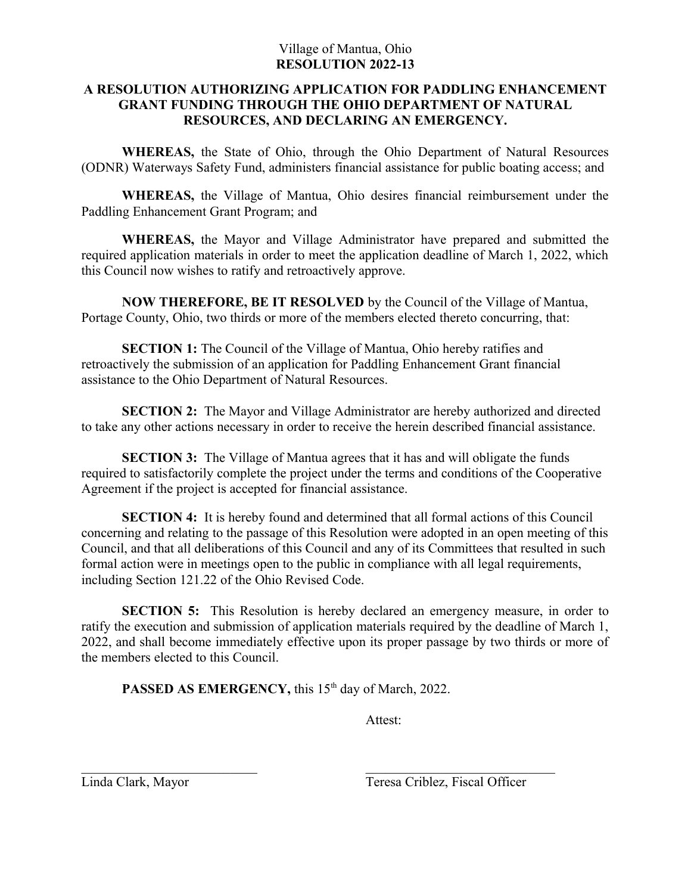Village of Mantua, Ohio
**RESOLUTION 2022-13**

**A RESOLUTION AUTHORIZING APPLICATION FOR PADDLING ENHANCEMENT GRANT FUNDING THROUGH THE OHIO DEPARTMENT OF NATURAL RESOURCES, AND DECLARING AN EMERGENCY.**

**WHEREAS,** the State of Ohio, through the Ohio Department of Natural Resources (ODNR) Waterways Safety Fund, administers financial assistance for public boating access; and

**WHEREAS,** the Village of Mantua, Ohio desires financial reimbursement under the Paddling Enhancement Grant Program; and

**WHEREAS,** the Mayor and Village Administrator have prepared and submitted the required application materials in order to meet the application deadline of March 1, 2022, which this Council now wishes to ratify and retroactively approve.

**NOW THEREFORE, BE IT RESOLVED** by the Council of the Village of Mantua, Portage County, Ohio, two thirds or more of the members elected thereto concurring, that:

**SECTION 1:** The Council of the Village of Mantua, Ohio hereby ratifies and retroactively the submission of an application for Paddling Enhancement Grant financial assistance to the Ohio Department of Natural Resources.

**SECTION 2:** The Mayor and Village Administrator are hereby authorized and directed to take any other actions necessary in order to receive the herein described financial assistance.

**SECTION 3:** The Village of Mantua agrees that it has and will obligate the funds required to satisfactorily complete the project under the terms and conditions of the Cooperative Agreement if the project is accepted for financial assistance.

**SECTION 4:** It is hereby found and determined that all formal actions of this Council concerning and relating to the passage of this Resolution were adopted in an open meeting of this Council, and that all deliberations of this Council and any of its Committees that resulted in such formal action were in meetings open to the public in compliance with all legal requirements, including Section 121.22 of the Ohio Revised Code.

**SECTION 5:** This Resolution is hereby declared an emergency measure, in order to ratify the execution and submission of application materials required by the deadline of March 1, 2022, and shall become immediately effective upon its proper passage by two thirds or more of the members elected to this Council.

**PASSED AS EMERGENCY,** this 15th day of March, 2022.

Attest:

\_\_\_\_\_\_\_\_\_\_\_\_\_\_\_\_\_\_\_\_\_\_\_\_\_\_\_\_
Linda Clark, Mayor

\_\_\_\_\_\_\_\_\_\_\_\_\_\_\_\_\_\_\_\_\_\_\_\_\_\_\_\_
Teresa Criblez, Fiscal Officer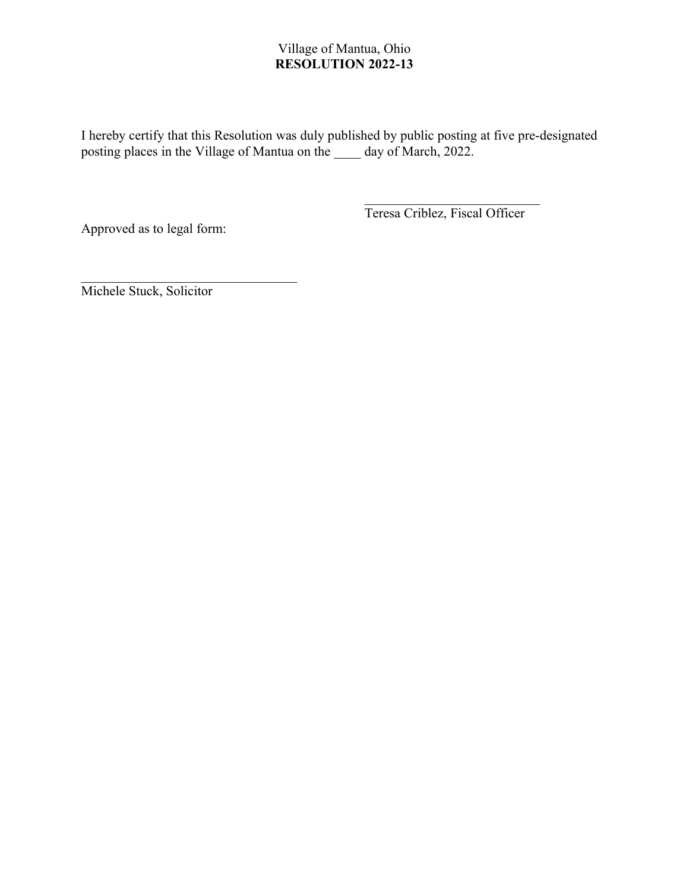Village of Mantua, Ohio
**RESOLUTION 2022-13**

I hereby certify that this Resolution was duly published by public posting at five pre-designated posting places in the Village of Mantua on the ____ day of March, 2022.

___________________________
Teresa Criblez, Fiscal Officer

Approved as to legal form:

_________________________________
Michele Stuck, Solicitor